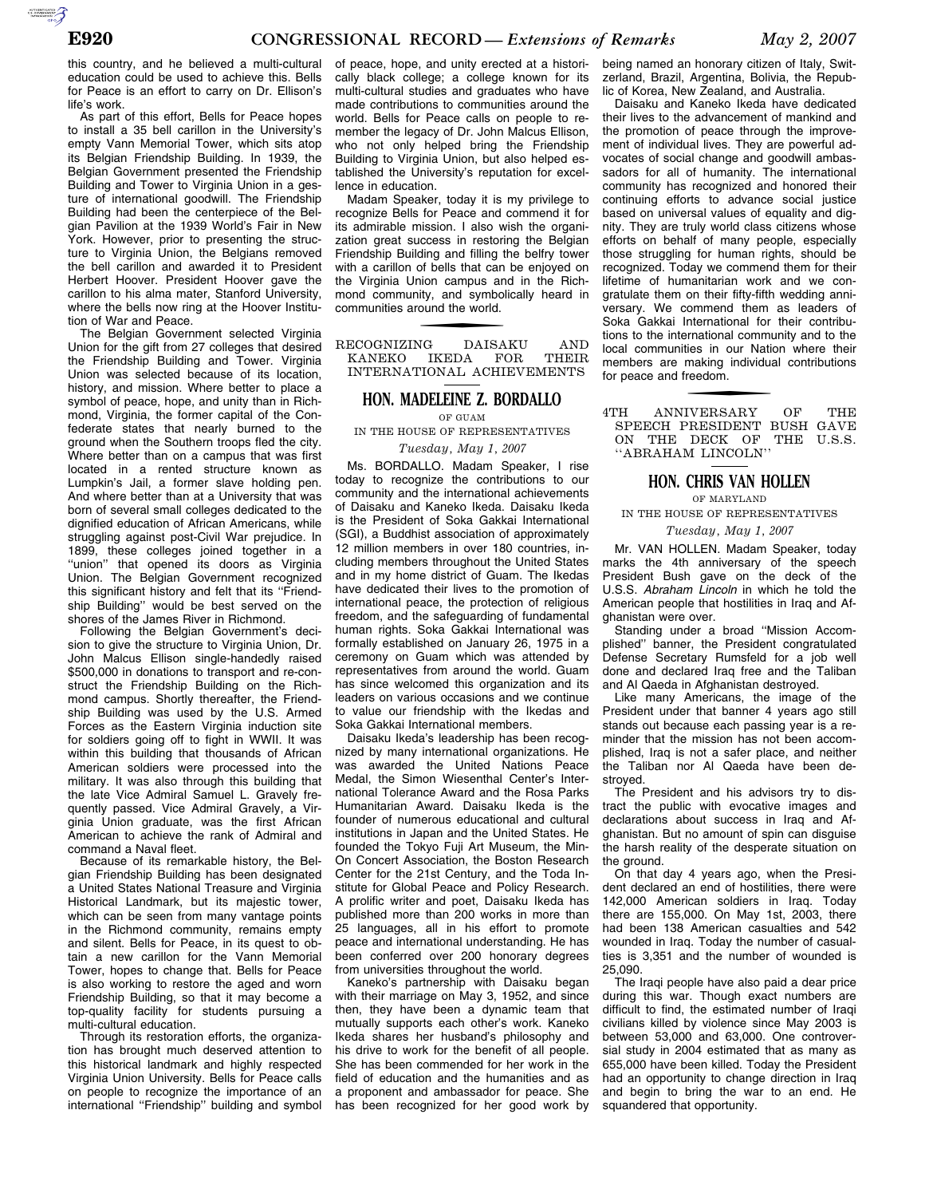this country, and he believed a multi-cultural education could be used to achieve this. Bells for Peace is an effort to carry on Dr. Ellison's life's work.

As part of this effort, Bells for Peace hopes to install a 35 bell carillon in the University's empty Vann Memorial Tower, which sits atop its Belgian Friendship Building. In 1939, the Belgian Government presented the Friendship Building and Tower to Virginia Union in a gesture of international goodwill. The Friendship Building had been the centerpiece of the Belgian Pavilion at the 1939 World's Fair in New York. However, prior to presenting the structure to Virginia Union, the Belgians removed the bell carillon and awarded it to President Herbert Hoover. President Hoover gave the carillon to his alma mater, Stanford University, where the bells now ring at the Hoover Institution of War and Peace.

The Belgian Government selected Virginia Union for the gift from 27 colleges that desired the Friendship Building and Tower. Virginia Union was selected because of its location, history, and mission. Where better to place a symbol of peace, hope, and unity than in Richmond, Virginia, the former capital of the Confederate states that nearly burned to the ground when the Southern troops fled the city. Where better than on a campus that was first located in a rented structure known as Lumpkin's Jail, a former slave holding pen. And where better than at a University that was born of several small colleges dedicated to the dignified education of African Americans, while struggling against post-Civil War prejudice. In 1899, these colleges joined together in a "union" that opened its doors as Virginia Union. The Belgian Government recognized this significant history and felt that its "Friendship Building" would be best served on the shores of the James River in Richmond.

Following the Belgian Government's decision to give the structure to Virginia Union, Dr. John Malcus Ellison single-handedly raised $500,000 in donations to transport and re-construct the Friendship Building on the Richmond campus. Shortly thereafter, the Friendship Building was used by the U.S. Armed Forces as the Eastern Virginia induction site for soldiers going off to fight in WWII. It was within this building that thousands of African American soldiers were processed into the military. It was also through this building that the late Vice Admiral Samuel L. Gravely frequently passed. Vice Admiral Gravely, a Virginia Union graduate, was the first African American to achieve the rank of Admiral and command a Naval fleet.

Because of its remarkable history, the Belgian Friendship Building has been designated a United States National Treasure and Virginia Historical Landmark, but its majestic tower, which can be seen from many vantage points in the Richmond community, remains empty and silent. Bells for Peace, in its quest to obtain a new carillon for the Vann Memorial Tower, hopes to change that. Bells for Peace is also working to restore the aged and worn Friendship Building, so that it may become a top-quality facility for students pursuing a multi-cultural education.

Through its restoration efforts, the organization has brought much deserved attention to this historical landmark and highly respected Virginia Union University. Bells for Peace calls on people to recognize the importance of an international "Friendship" building and symbol of peace, hope, and unity erected at a historically black college; a college known for its multi-cultural studies and graduates who have made contributions to communities around the world. Bells for Peace calls on people to remember the legacy of Dr. John Malcus Ellison, who not only helped bring the Friendship Building to Virginia Union, but also helped established the University's reputation for excellence in education.

Madam Speaker, today it is my privilege to recognize Bells for Peace and commend it for its admirable mission. I also wish the organization great success in restoring the Belgian Friendship Building and filling the belfry tower with a carillon of bells that can be enjoyed on the Virginia Union campus and in the Richmond community, and symbolically heard in communities around the world.

## RECOGNIZING DAISAKU AND KANEKO IKEDA FOR THEIR INTERNATIONAL ACHIEVEMENTS

### HON. MADELEINE Z. BORDALLO

OF GUAM

IN THE HOUSE OF REPRESENTATIVES

*Tuesday, May 1, 2007*

Ms. BORDALLO. Madam Speaker, I rise today to recognize the contributions to our community and the international achievements of Daisaku and Kaneko Ikeda. Daisaku Ikeda is the President of Soka Gakkai International (SGI), a Buddhist association of approximately 12 million members in over 180 countries, including members throughout the United States and in my home district of Guam. The Ikedas have dedicated their lives to the promotion of international peace, the protection of religious freedom, and the safeguarding of fundamental human rights. Soka Gakkai International was formally established on January 26, 1975 in a ceremony on Guam which was attended by representatives from around the world. Guam has since welcomed this organization and its leaders on various occasions and we continue to value our friendship with the Ikedas and Soka Gakkai International members.

Daisaku Ikeda's leadership has been recognized by many international organizations. He was awarded the United Nations Peace Medal, the Simon Wiesenthal Center's International Tolerance Award and the Rosa Parks Humanitarian Award. Daisaku Ikeda is the founder of numerous educational and cultural institutions in Japan and the United States. He founded the Tokyo Fuji Art Museum, the Min-On Concert Association, the Boston Research Center for the 21st Century, and the Toda Institute for Global Peace and Policy Research. A prolific writer and poet, Daisaku Ikeda has published more than 200 works in more than 25 languages, all in his effort to promote peace and international understanding. He has been conferred over 200 honorary degrees from universities throughout the world.

Kaneko's partnership with Daisaku began with their marriage on May 3, 1952, and since then, they have been a dynamic team that mutually supports each other's work. Kaneko Ikeda shares her husband's philosophy and his drive to work for the benefit of all people. She has been commended for her work in the field of education and the humanities and as a proponent and ambassador for peace. She has been recognized for her good work by being named an honorary citizen of Italy, Switzerland, Brazil, Argentina, Bolivia, the Republic of Korea, New Zealand, and Australia.

Daisaku and Kaneko Ikeda have dedicated their lives to the advancement of mankind and the promotion of peace through the improvement of individual lives. They are powerful advocates of social change and goodwill ambassadors for all of humanity. The international community has recognized and honored their continuing efforts to advance social justice based on universal values of equality and dignity. They are truly world class citizens whose efforts on behalf of many people, especially those struggling for human rights, should be recognized. Today we commend them for their lifetime of humanitarian work and we congratulate them on their fifty-fifth wedding anniversary. We commend them as leaders of Soka Gakkai International for their contributions to the international community and to the local communities in our Nation where their members are making individual contributions for peace and freedom.

## 4TH ANNIVERSARY OF THE SPEECH PRESIDENT BUSH GAVE ON THE DECK OF THE U.S.S. "ABRAHAM LINCOLN"

### HON. CHRIS VAN HOLLEN

OF MARYLAND

IN THE HOUSE OF REPRESENTATIVES

*Tuesday, May 1, 2007*

Mr. VAN HOLLEN. Madam Speaker, today marks the 4th anniversary of the speech President Bush gave on the deck of the U.S.S. *Abraham Lincoln* in which he told the American people that hostilities in Iraq and Afghanistan were over.

Standing under a broad "Mission Accomplished" banner, the President congratulated Defense Secretary Rumsfeld for a job well done and declared Iraq free and the Taliban and Al Qaeda in Afghanistan destroyed.

Like many Americans, the image of the President under that banner 4 years ago still stands out because each passing year is a reminder that the mission has not been accomplished, Iraq is not a safer place, and neither the Taliban nor Al Qaeda have been destroyed.

The President and his advisors try to distract the public with evocative images and declarations about success in Iraq and Afghanistan. But no amount of spin can disguise the harsh reality of the desperate situation on the ground.

On that day 4 years ago, when the President declared an end of hostilities, there were 142,000 American soldiers in Iraq. Today there are 155,000. On May 1st, 2003, there had been 138 American casualties and 542 wounded in Iraq. Today the number of casualties is 3,351 and the number of wounded is 25,090.

The Iraqi people have also paid a dear price during this war. Though exact numbers are difficult to find, the estimated number of Iraqi civilians killed by violence since May 2003 is between 53,000 and 63,000. One controversial study in 2004 estimated that as many as 655,000 have been killed. Today the President had an opportunity to change direction in Iraq and begin to bring the war to an end. He squandered that opportunity.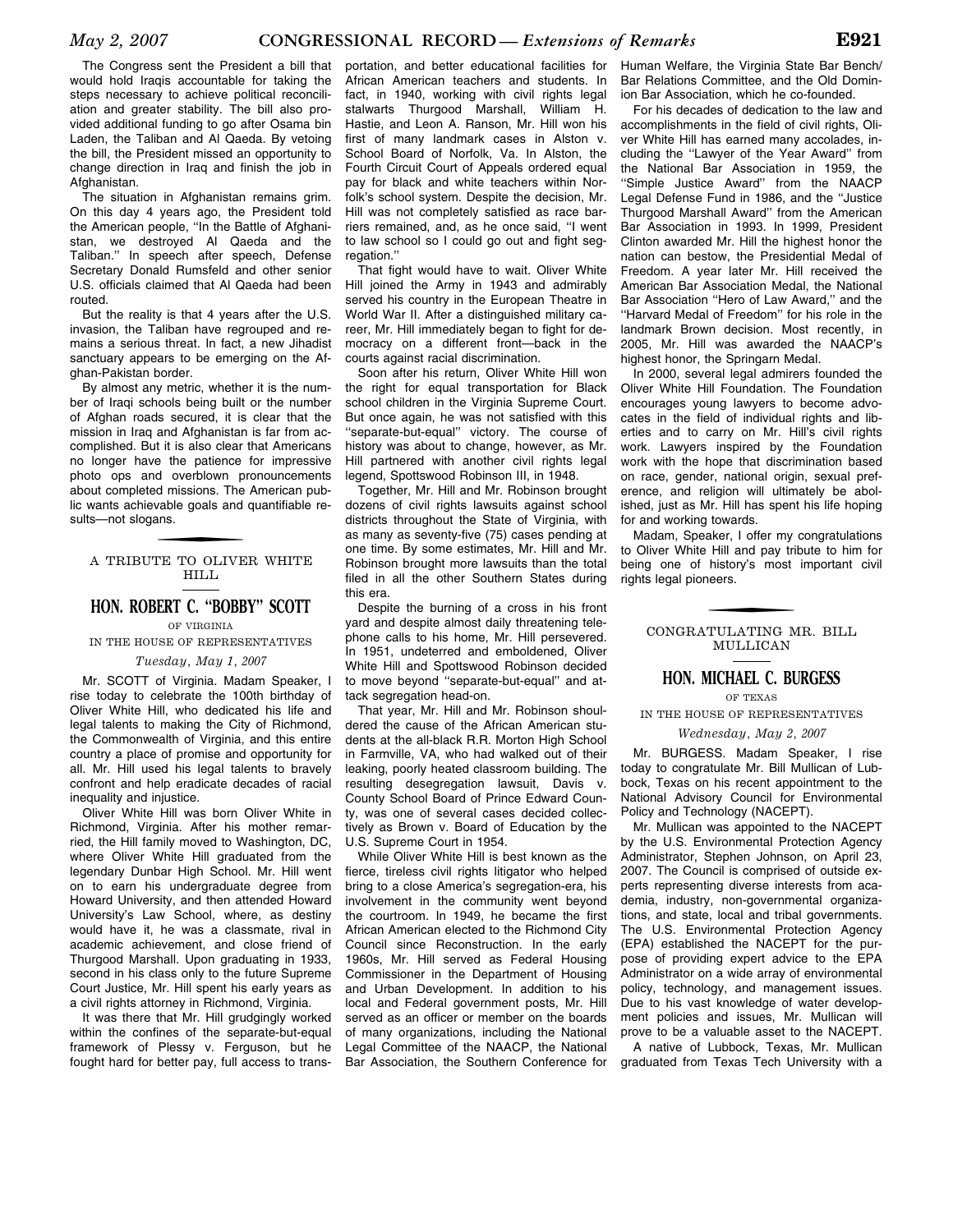The Congress sent the President a bill that would hold Iraqis accountable for taking the steps necessary to achieve political reconciliation and greater stability. The bill also provided additional funding to go after Osama bin Laden, the Taliban and Al Qaeda. By vetoing the bill, the President missed an opportunity to change direction in Iraq and finish the job in Afghanistan.

The situation in Afghanistan remains grim. On this day 4 years ago, the President told the American people, "In the Battle of Afghanistan, we destroyed Al Qaeda and the Taliban." In speech after speech, Defense Secretary Donald Rumsfeld and other senior U.S. officials claimed that Al Qaeda had been routed.

But the reality is that 4 years after the U.S. invasion, the Taliban have regrouped and remains a serious threat. In fact, a new Jihadist sanctuary appears to be emerging on the Afghan-Pakistan border.

By almost any metric, whether it is the number of Iraqi schools being built or the number of Afghan roads secured, it is clear that the mission in Iraq and Afghanistan is far from accomplished. But it is also clear that Americans no longer have the patience for impressive photo ops and overblown pronouncements about completed missions. The American public wants achievable goals and quantifiable results—not slogans.

## A TRIBUTE TO OLIVER WHITE HILL

### HON. ROBERT C. "BOBBY" SCOTT

OF VIRGINIA

IN THE HOUSE OF REPRESENTATIVES

*Tuesday, May 1, 2007*

Mr. SCOTT of Virginia. Madam Speaker, I rise today to celebrate the 100th birthday of Oliver White Hill, who dedicated his life and legal talents to making the City of Richmond, the Commonwealth of Virginia, and this entire country a place of promise and opportunity for all. Mr. Hill used his legal talents to bravely confront and help eradicate decades of racial inequality and injustice.

Oliver White Hill was born Oliver White in Richmond, Virginia. After his mother remarried, the Hill family moved to Washington, DC, where Oliver White Hill graduated from the legendary Dunbar High School. Mr. Hill went on to earn his undergraduate degree from Howard University, and then attended Howard University's Law School, where, as destiny would have it, he was a classmate, rival in academic achievement, and close friend of Thurgood Marshall. Upon graduating in 1933, second in his class only to the future Supreme Court Justice, Mr. Hill spent his early years as a civil rights attorney in Richmond, Virginia.

It was there that Mr. Hill grudgingly worked within the confines of the separate-but-equal framework of Plessy v. Ferguson, but he fought hard for better pay, full access to transportation, and better educational facilities for African American teachers and students. In fact, in 1940, working with civil rights legal stalwarts Thurgood Marshall, William H. Hastie, and Leon A. Ranson, Mr. Hill won his first of many landmark cases in Alston v. School Board of Norfolk, Va. In Alston, the Fourth Circuit Court of Appeals ordered equal pay for black and white teachers within Norfolk's school system. Despite the decision, Mr. Hill was not completely satisfied as race barriers remained, and, as he once said, "I went to law school so I could go out and fight segregation."

That fight would have to wait. Oliver White Hill joined the Army in 1943 and admirably served his country in the European Theatre in World War II. After a distinguished military career, Mr. Hill immediately began to fight for democracy on a different front—back in the courts against racial discrimination.

Soon after his return, Oliver White Hill won the right for equal transportation for Black school children in the Virginia Supreme Court. But once again, he was not satisfied with this "separate-but-equal" victory. The course of history was about to change, however, as Mr. Hill partnered with another civil rights legal legend, Spottswood Robinson III, in 1948.

Together, Mr. Hill and Mr. Robinson brought dozens of civil rights lawsuits against school districts throughout the State of Virginia, with as many as seventy-five (75) cases pending at one time. By some estimates, Mr. Hill and Mr. Robinson brought more lawsuits than the total filed in all the other Southern States during this era.

Despite the burning of a cross in his front yard and despite almost daily threatening telephone calls to his home, Mr. Hill persevered. In 1951, undeterred and emboldened, Oliver White Hill and Spottswood Robinson decided to move beyond "separate-but-equal" and attack segregation head-on.

That year, Mr. Hill and Mr. Robinson shouldered the cause of the African American students at the all-black R.R. Morton High School in Farmville, VA, who had walked out of their leaking, poorly heated classroom building. The resulting desegregation lawsuit, Davis v. County School Board of Prince Edward County, was one of several cases decided collectively as Brown v. Board of Education by the U.S. Supreme Court in 1954.

While Oliver White Hill is best known as the fierce, tireless civil rights litigator who helped bring to a close America's segregation-era, his involvement in the community went beyond the courtroom. In 1949, he became the first African American elected to the Richmond City Council since Reconstruction. In the early 1960s, Mr. Hill served as Federal Housing Commissioner in the Department of Housing and Urban Development. In addition to his local and Federal government posts, Mr. Hill served as an officer or member on the boards of many organizations, including the National Legal Committee of the NAACP, the National Bar Association, the Southern Conference for Human Welfare, the Virginia State Bar Bench/Bar Relations Committee, and the Old Dominion Bar Association, which he co-founded.

For his decades of dedication to the law and accomplishments in the field of civil rights, Oliver White Hill has earned many accolades, including the "Lawyer of the Year Award" from the National Bar Association in 1959, the "Simple Justice Award" from the NAACP Legal Defense Fund in 1986, and the "Justice Thurgood Marshall Award" from the American Bar Association in 1993. In 1999, President Clinton awarded Mr. Hill the highest honor the nation can bestow, the Presidential Medal of Freedom. A year later Mr. Hill received the American Bar Association Medal, the National Bar Association "Hero of Law Award," and the "Harvard Medal of Freedom" for his role in the landmark Brown decision. Most recently, in 2005, Mr. Hill was awarded the NAACP's highest honor, the Springarn Medal.

In 2000, several legal admirers founded the Oliver White Hill Foundation. The Foundation encourages young lawyers to become advocates in the field of individual rights and liberties and to carry on Mr. Hill's civil rights work. Lawyers inspired by the Foundation work with the hope that discrimination based on race, gender, national origin, sexual preference, and religion will ultimately be abolished, just as Mr. Hill has spent his life hoping for and working towards.

Madam, Speaker, I offer my congratulations to Oliver White Hill and pay tribute to him for being one of history's most important civil rights legal pioneers.

## CONGRATULATING MR. BILL MULLICAN

### HON. MICHAEL C. BURGESS

OF TEXAS

IN THE HOUSE OF REPRESENTATIVES

*Wednesday, May 2, 2007*

Mr. BURGESS. Madam Speaker, I rise today to congratulate Mr. Bill Mullican of Lubbock, Texas on his recent appointment to the National Advisory Council for Environmental Policy and Technology (NACEPT).

Mr. Mullican was appointed to the NACEPT by the U.S. Environmental Protection Agency Administrator, Stephen Johnson, on April 23, 2007. The Council is comprised of outside experts representing diverse interests from academia, industry, non-governmental organizations, and state, local and tribal governments. The U.S. Environmental Protection Agency (EPA) established the NACEPT for the purpose of providing expert advice to the EPA Administrator on a wide array of environmental policy, technology, and management issues. Due to his vast knowledge of water development policies and issues, Mr. Mullican will prove to be a valuable asset to the NACEPT.

A native of Lubbock, Texas, Mr. Mullican graduated from Texas Tech University with a